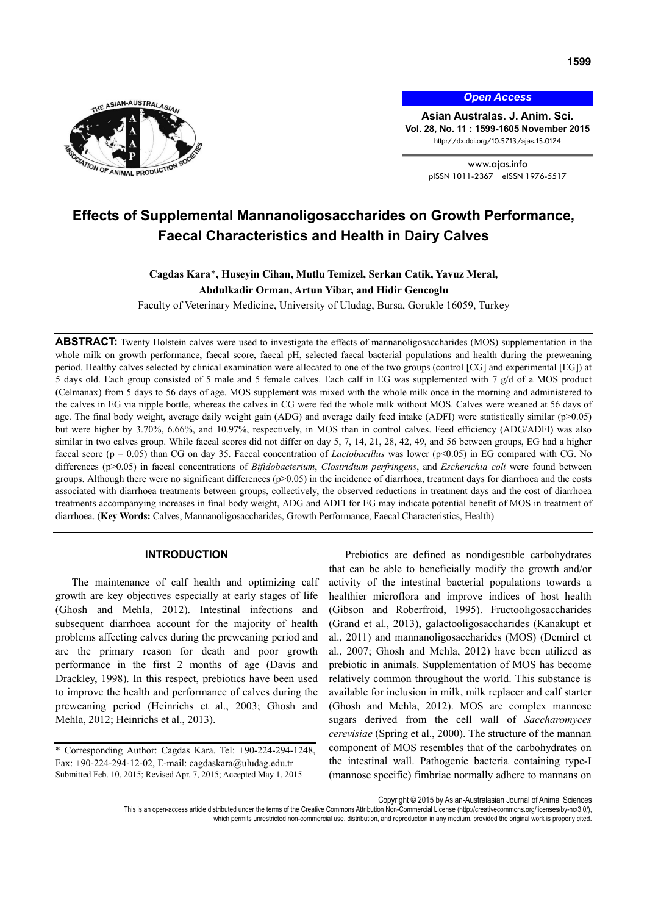# Effects of Supplemental Mannanoligosaccharides on Growth Performance, Faecal Characteristics and Health in Dairy Calves

**Cagdas Kara***, **Huseyin Cihan, Mutlu Temizel, Serkan Catik, Yavuz Meral, Abdulkadir Orman, Artun Yibar, and Hidir Gencoglu**

Faculty of Veterinary Medicine, University of Uludag, Bursa, Gorukle 16059, Turkey

**ABSTRACT:** Twenty Holstein calves were used to investigate the effects of mannanoligosaccharides (MOS) supplementation in the whole milk on growth performance, faecal score, faecal pH, selected faecal bacterial populations and health during the preweaning period. Healthy calves selected by clinical examination were allocated to one of the two groups (control [CG] and experimental [EG]) at 5 days old. Each group consisted of 5 male and 5 female calves. Each calf in EG was supplemented with 7 g/d of a MOS product (Celmanax) from 5 days to 56 days of age. MOS supplement was mixed with the whole milk once in the morning and administered to the calves in EG via nipple bottle, whereas the calves in CG were fed the whole milk without MOS. Calves were weaned at 56 days of age. The final body weight, average daily weight gain (ADG) and average daily feed intake (ADFI) were statistically similar ($p>0.05$) but were higher by 3.70%, 6.66%, and 10.97%, respectively, in MOS than in control calves. Feed efficiency (ADG/ADFI) was also similar in two calves group. While faecal scores did not differ on day 5, 7, 14, 21, 28, 42, 49, and 56 between groups, EG had a higher faecal score ($p = 0.05$) than CG on day 35. Faecal concentration of *Lactobacillus* was lower ($p<0.05$) in EG compared with CG. No differences ($p>0.05$) in faecal concentrations of *Bifidobacterium*, *Clostridium perfringens*, and *Escherichia coli* were found between groups. Although there were no significant differences ($p>0.05$) in the incidence of diarrhoea, treatment days for diarrhoea and the costs associated with diarrhoea treatments between groups, collectively, the observed reductions in treatment days and the cost of diarrhoea treatments accompanying increases in final body weight, ADG and ADFI for EG may indicate potential benefit of MOS in treatment of diarrhoea. (**Key Words:** Calves, Mannanoligosaccharides, Growth Performance, Faecal Characteristics, Health)

## INTRODUCTION

The maintenance of calf health and optimizing calf growth are key objectives especially at early stages of life (Ghosh and Mehla, 2012). Intestinal infections and subsequent diarrhoea account for the majority of health problems affecting calves during the preweaning period and are the primary reason for death and poor growth performance in the first 2 months of age (Davis and Drackley, 1998). In this respect, prebiotics have been used to improve the health and performance of calves during the preweaning period (Heinrichs et al., 2003; Ghosh and Mehla, 2012; Heinrichs et al., 2013).

Prebiotics are defined as nondigestible carbohydrates that can be able to beneficially modify the growth and/or activity of the intestinal bacterial populations towards a healthier microflora and improve indices of host health (Gibson and Roberfroid, 1995). Fructooligosaccharides (Grand et al., 2013), galactooligosaccharides (Kanakupt et al., 2011) and mannanoligosaccharides (MOS) (Demirel et al., 2007; Ghosh and Mehla, 2012) have been utilized as prebiotic in animals. Supplementation of MOS has become relatively common throughout the world. This substance is available for inclusion in milk, milk replacer and calf starter (Ghosh and Mehla, 2012). MOS are complex mannose sugars derived from the cell wall of *Saccharomyces cerevisiae* (Spring et al., 2000). The structure of the mannan component of MOS resembles that of the carbohydrates on the intestinal wall. Pathogenic bacteria containing type-I (mannose specific) fimbriae normally adhere to mannans on

\* Corresponding Author: Cagdas Kara. Tel: +90-224-294-1248, Fax: +90-224-294-12-02, E-mail: cagdaskara@uludag.edu.tr

Submitted Feb. 10, 2015; Revised Apr. 7, 2015; Accepted May 1, 2015

Copyright © 2015 by Asian-Australasian Journal of Animal Sciences

This is an open-access article distributed under the terms of the Creative Commons Attribution Non-Commercial License (http://creativecommons.org/licenses/by-nc/3.0/), which permits unrestricted non-commercial use, distribution, and reproduction in any medium, provided the original work is properly cited.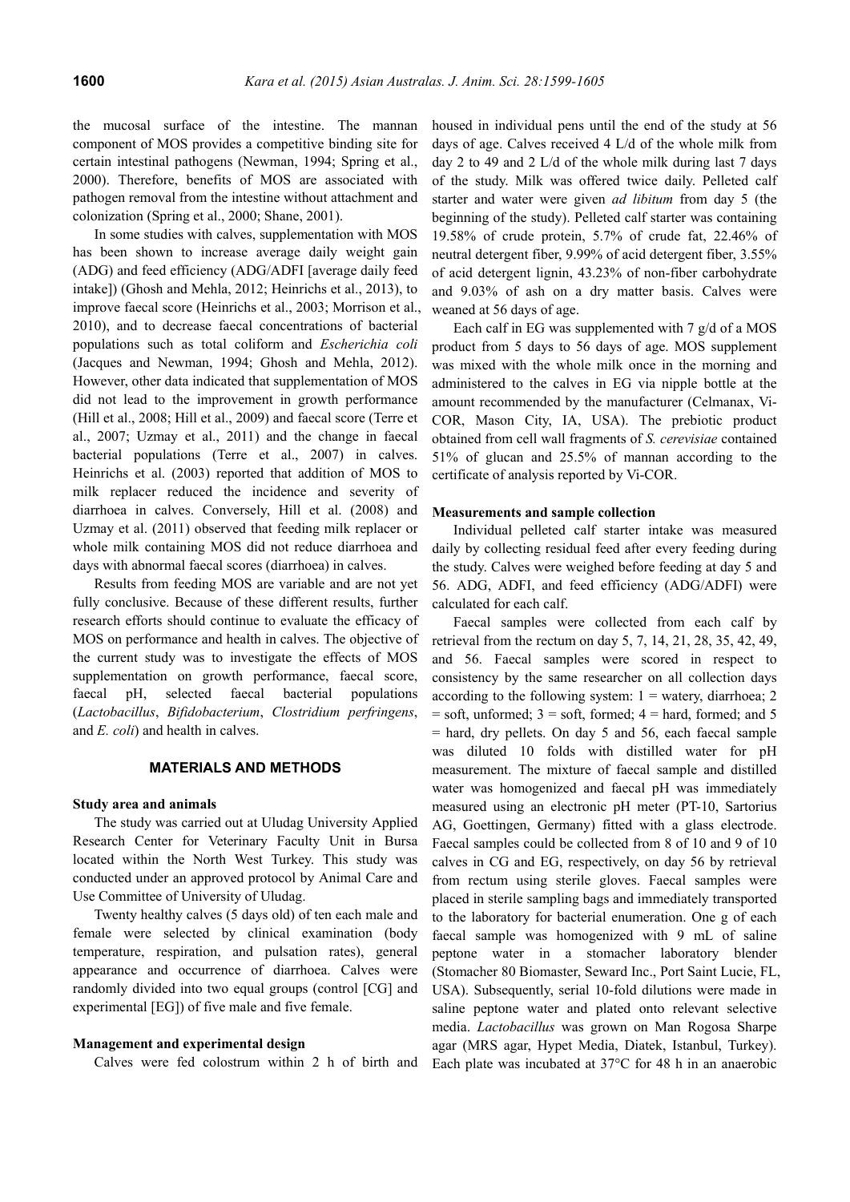the mucosal surface of the intestine. The mannan component of MOS provides a competitive binding site for certain intestinal pathogens (Newman, 1994; Spring et al., 2000). Therefore, benefits of MOS are associated with pathogen removal from the intestine without attachment and colonization (Spring et al., 2000; Shane, 2001).

In some studies with calves, supplementation with MOS has been shown to increase average daily weight gain (ADG) and feed efficiency (ADG/ADFI [average daily feed intake]) (Ghosh and Mehla, 2012; Heinrichs et al., 2013), to improve faecal score (Heinrichs et al., 2003; Morrison et al., 2010), and to decrease faecal concentrations of bacterial populations such as total coliform and *Escherichia coli* (Jacques and Newman, 1994; Ghosh and Mehla, 2012). However, other data indicated that supplementation of MOS did not lead to the improvement in growth performance (Hill et al., 2008; Hill et al., 2009) and faecal score (Terre et al., 2007; Uzmay et al., 2011) and the change in faecal bacterial populations (Terre et al., 2007) in calves. Heinrichs et al. (2003) reported that addition of MOS to milk replacer reduced the incidence and severity of diarrhoea in calves. Conversely, Hill et al. (2008) and Uzmay et al. (2011) observed that feeding milk replacer or whole milk containing MOS did not reduce diarrhoea and days with abnormal faecal scores (diarrhoea) in calves.

Results from feeding MOS are variable and are not yet fully conclusive. Because of these different results, further research efforts should continue to evaluate the efficacy of MOS on performance and health in calves. The objective of the current study was to investigate the effects of MOS supplementation on growth performance, faecal score, faecal pH, selected faecal bacterial populations (*Lactobacillus*, *Bifidobacterium*, *Clostridium perfringens*, and *E. coli*) and health in calves.

## MATERIALS AND METHODS

### Study area and animals

The study was carried out at Uludag University Applied Research Center for Veterinary Faculty Unit in Bursa located within the North West Turkey. This study was conducted under an approved protocol by Animal Care and Use Committee of University of Uludag.

Twenty healthy calves (5 days old) of ten each male and female were selected by clinical examination (body temperature, respiration, and pulsation rates), general appearance and occurrence of diarrhoea. Calves were randomly divided into two equal groups (control [CG] and experimental [EG]) of five male and five female.

### Management and experimental design

Calves were fed colostrum within 2 h of birth and housed in individual pens until the end of the study at 56 days of age. Calves received 4 L/d of the whole milk from day 2 to 49 and 2 L/d of the whole milk during last 7 days of the study. Milk was offered twice daily. Pelleted calf starter and water were given *ad libitum* from day 5 (the beginning of the study). Pelleted calf starter was containing 19.58% of crude protein, 5.7% of crude fat, 22.46% of neutral detergent fiber, 9.99% of acid detergent fiber, 3.55% of acid detergent lignin, 43.23% of non-fiber carbohydrate and 9.03% of ash on a dry matter basis. Calves were weaned at 56 days of age.

Each calf in EG was supplemented with 7 g/d of a MOS product from 5 days to 56 days of age. MOS supplement was mixed with the whole milk once in the morning and administered to the calves in EG via nipple bottle at the amount recommended by the manufacturer (Celmanax, Vi-COR, Mason City, IA, USA). The prebiotic product obtained from cell wall fragments of *S. cerevisiae* contained 51% of glucan and 25.5% of mannan according to the certificate of analysis reported by Vi-COR.

### Measurements and sample collection

Individual pelleted calf starter intake was measured daily by collecting residual feed after every feeding during the study. Calves were weighed before feeding at day 5 and 56. ADG, ADFI, and feed efficiency (ADG/ADFI) were calculated for each calf.

Faecal samples were collected from each calf by retrieval from the rectum on day 5, 7, 14, 21, 28, 35, 42, 49, and 56. Faecal samples were scored in respect to consistency by the same researcher on all collection days according to the following system: 1 = watery, diarrhoea; 2 = soft, unformed; 3 = soft, formed; 4 = hard, formed; and 5 = hard, dry pellets. On day 5 and 56, each faecal sample was diluted 10 folds with distilled water for pH measurement. The mixture of faecal sample and distilled water was homogenized and faecal pH was immediately measured using an electronic pH meter (PT-10, Sartorius AG, Goettingen, Germany) fitted with a glass electrode. Faecal samples could be collected from 8 of 10 and 9 of 10 calves in CG and EG, respectively, on day 56 by retrieval from rectum using sterile gloves. Faecal samples were placed in sterile sampling bags and immediately transported to the laboratory for bacterial enumeration. One g of each faecal sample was homogenized with 9 mL of saline peptone water in a stomacher laboratory blender (Stomacher 80 Biomaster, Seward Inc., Port Saint Lucie, FL, USA). Subsequently, serial 10-fold dilutions were made in saline peptone water and plated onto relevant selective media. *Lactobacillus* was grown on Man Rogosa Sharpe agar (MRS agar, Hypet Media, Diatek, Istanbul, Turkey). Each plate was incubated at 37°C for 48 h in an anaerobic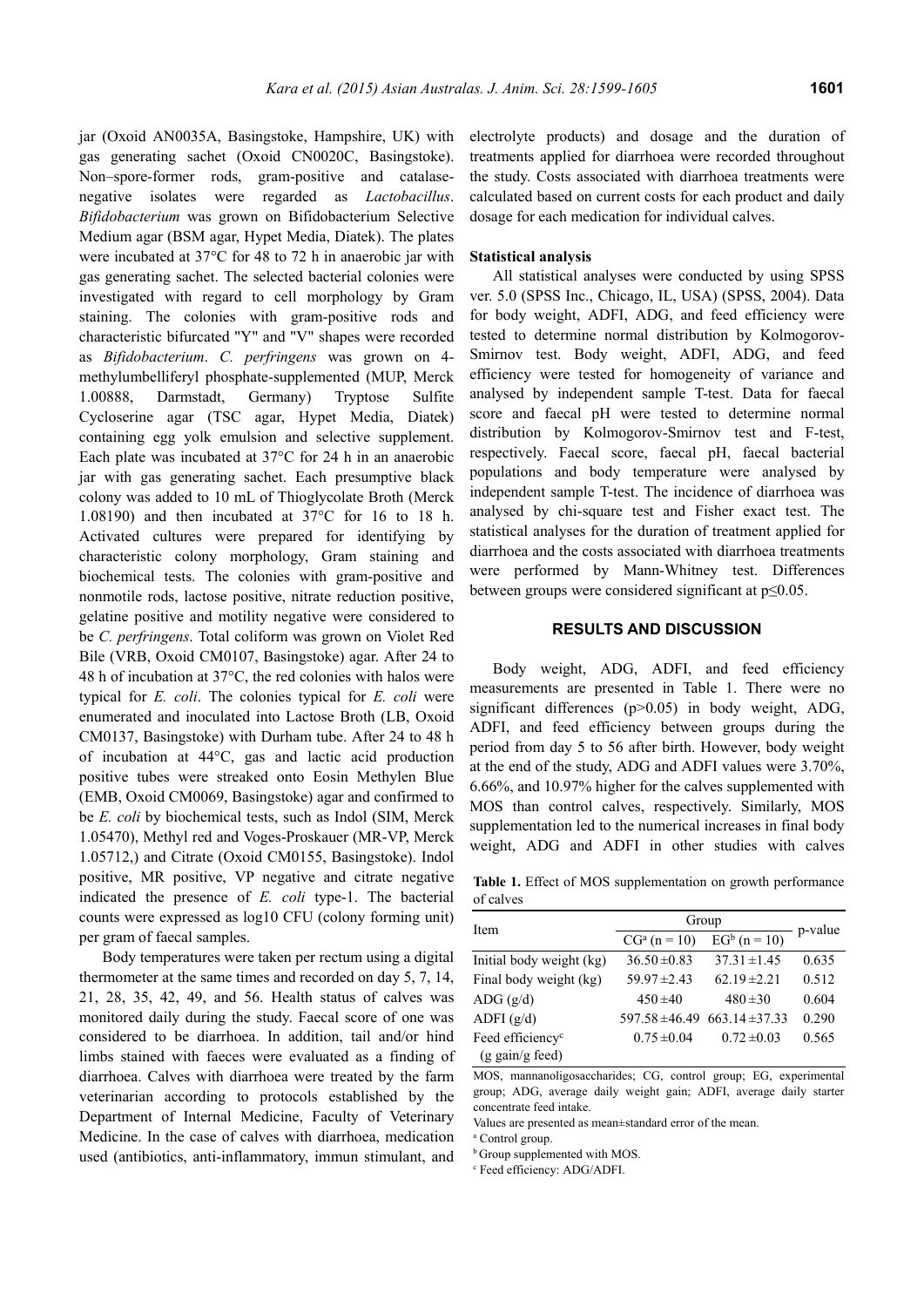jar (Oxoid AN0035A, Basingstoke, Hampshire, UK) with gas generating sachet (Oxoid CN0020C, Basingstoke). Non–spore-former rods, gram-positive and catalase-negative isolates were regarded as *Lactobacillus*. *Bifidobacterium* was grown on Bifidobacterium Selective Medium agar (BSM agar, Hypet Media, Diatek). The plates were incubated at 37°C for 48 to 72 h in anaerobic jar with gas generating sachet. The selected bacterial colonies were investigated with regard to cell morphology by Gram staining. The colonies with gram-positive rods and characteristic bifurcated "Y" and "V" shapes were recorded as *Bifidobacterium*. *C. perfringens* was grown on 4-methylumbelliferyl phosphate-supplemented (MUP, Merck 1.00888, Darmstadt, Germany) Tryptose Sulfite Cycloserine agar (TSC agar, Hypet Media, Diatek) containing egg yolk emulsion and selective supplement. Each plate was incubated at 37°C for 24 h in an anaerobic jar with gas generating sachet. Each presumptive black colony was added to 10 mL of Thioglycolate Broth (Merck 1.08190) and then incubated at 37°C for 16 to 18 h. Activated cultures were prepared for identifying by characteristic colony morphology, Gram staining and biochemical tests. The colonies with gram-positive and nonmotile rods, lactose positive, nitrate reduction positive, gelatine positive and motility negative were considered to be *C. perfringens*. Total coliform was grown on Violet Red Bile (VRB, Oxoid CM0107, Basingstoke) agar. After 24 to 48 h of incubation at 37°C, the red colonies with halos were typical for *E. coli*. The colonies typical for *E. coli* were enumerated and inoculated into Lactose Broth (LB, Oxoid CM0137, Basingstoke) with Durham tube. After 24 to 48 h of incubation at 44°C, gas and lactic acid production positive tubes were streaked onto Eosin Methylen Blue (EMB, Oxoid CM0069, Basingstoke) agar and confirmed to be *E. coli* by biochemical tests, such as Indol (SIM, Merck 1.05470), Methyl red and Voges-Proskauer (MR-VP, Merck 1.05712,) and Citrate (Oxoid CM0155, Basingstoke). Indol positive, MR positive, VP negative and citrate negative indicated the presence of *E. coli* type-1. The bacterial counts were expressed as log10 CFU (colony forming unit) per gram of faecal samples.

Body temperatures were taken per rectum using a digital thermometer at the same times and recorded on day 5, 7, 14, 21, 28, 35, 42, 49, and 56. Health status of calves was monitored daily during the study. Faecal score of one was considered to be diarrhoea. In addition, tail and/or hind limbs stained with faeces were evaluated as a finding of diarrhoea. Calves with diarrhoea were treated by the farm veterinarian according to protocols established by the Department of Internal Medicine, Faculty of Veterinary Medicine. In the case of calves with diarrhoea, medication used (antibiotics, anti-inflammatory, immun stimulant, and electrolyte products) and dosage and the duration of treatments applied for diarrhoea were recorded throughout the study. Costs associated with diarrhoea treatments were calculated based on current costs for each product and daily dosage for each medication for individual calves.

### Statistical analysis

All statistical analyses were conducted by using SPSS ver. 5.0 (SPSS Inc., Chicago, IL, USA) (SPSS, 2004). Data for body weight, ADFI, ADG, and feed efficiency were tested to determine normal distribution by Kolmogorov-Smirnov test. Body weight, ADFI, ADG, and feed efficiency were tested for homogeneity of variance and analysed by independent sample T-test. Data for faecal score and faecal pH were tested to determine normal distribution by Kolmogorov-Smirnov test and F-test, respectively. Faecal score, faecal pH, faecal bacterial populations and body temperature were analysed by independent sample T-test. The incidence of diarrhoea was analysed by chi-square test and Fisher exact test. The statistical analyses for the duration of treatment applied for diarrhoea and the costs associated with diarrhoea treatments were performed by Mann-Whitney test. Differences between groups were considered significant at $p \leq 0.05$.

## RESULTS AND DISCUSSION

Body weight, ADG, ADFI, and feed efficiency measurements are presented in Table 1. There were no significant differences ($p > 0.05$) in body weight, ADG, ADFI, and feed efficiency between groups during the period from day 5 to 56 after birth. However, body weight at the end of the study, ADG and ADFI values were 3.70%, 6.66%, and 10.97% higher for the calves supplemented with MOS than control calves, respectively. Similarly, MOS supplementation led to the numerical increases in final body weight, ADG and ADFI in other studies with calves

**Table 1.** Effect of MOS supplementation on growth performance of calves

| Item | Group | | p-value |
|---|---|---|---|
| | CG[a] (n = 10) | EG[b] (n = 10) | |
| Initial body weight (kg) | 36.50±0.83 | 37.31±1.45 | 0.635 |
| Final body weight (kg) | 59.97±2.43 | 62.19±2.21 | 0.512 |
| ADG (g/d) | 450±40 | 480±30 | 0.604 |
| ADFI (g/d) | 597.58±46.49 | 663.14±37.33 | 0.290 |
| Feed efficiency[c] (g gain/g feed) | 0.75±0.04 | 0.72±0.03 | 0.565 |

MOS, mannanoligosaccharides; CG, control group; EG, experimental group; ADG, average daily weight gain; ADFI, average daily starter concentrate feed intake.

Values are presented as mean±standard error of the mean.

[a] Control group.

[b] Group supplemented with MOS.

[c] Feed efficiency: ADG/ADFI.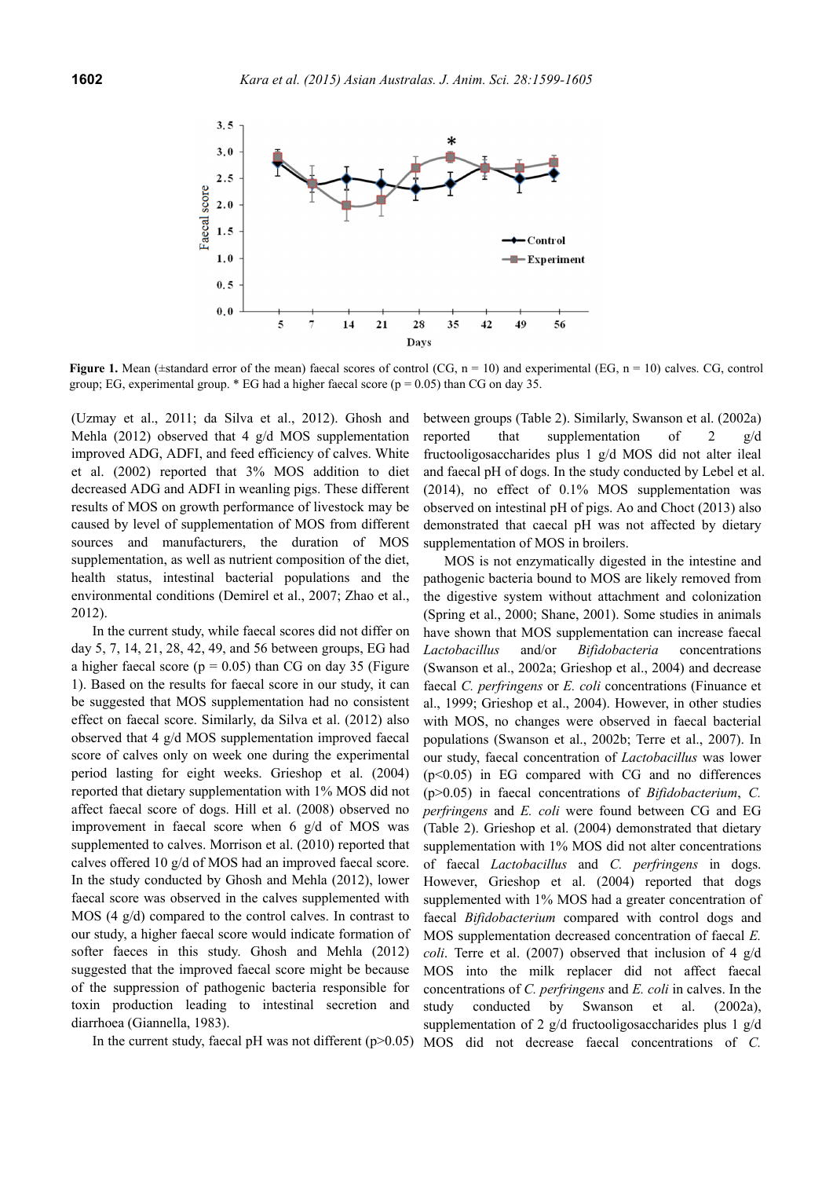3.5
3.0
2.5
2.0
1.5
1.0
0.5
0.0

Faecal score

5 7 14 21 28 35 42 49 56

Days

*

Control

Experiment

**Figure 1.** Mean (±standard error of the mean) faecal scores of control (CG, n = 10) and experimental (EG, n = 10) calves. CG, control group; EG, experimental group. * EG had a higher faecal score (p = 0.05) than CG on day 35.

(Uzmay et al., 2011; da Silva et al., 2012). Ghosh and Mehla (2012) observed that 4 g/d MOS supplementation improved ADG, ADFI, and feed efficiency of calves. White et al. (2002) reported that 3% MOS addition to diet decreased ADG and ADFI in weanling pigs. These different results of MOS on growth performance of livestock may be caused by level of supplementation of MOS from different sources and manufacturers, the duration of MOS supplementation, as well as nutrient composition of the diet, health status, intestinal bacterial populations and the environmental conditions (Demirel et al., 2007; Zhao et al., 2012).

In the current study, while faecal scores did not differ on day 5, 7, 14, 21, 28, 42, 49, and 56 between groups, EG had a higher faecal score (p = 0.05) than CG on day 35 (Figure 1). Based on the results for faecal score in our study, it can be suggested that MOS supplementation had no consistent effect on faecal score. Similarly, da Silva et al. (2012) also observed that 4 g/d MOS supplementation improved faecal score of calves only on week one during the experimental period lasting for eight weeks. Grieshop et al. (2004) reported that dietary supplementation with 1% MOS did not affect faecal score of dogs. Hill et al. (2008) observed no improvement in faecal score when 6 g/d of MOS was supplemented to calves. Morrison et al. (2010) reported that calves offered 10 g/d of MOS had an improved faecal score. In the study conducted by Ghosh and Mehla (2012), lower faecal score was observed in the calves supplemented with MOS (4 g/d) compared to the control calves. In contrast to our study, a higher faecal score would indicate formation of softer faeces in this study. Ghosh and Mehla (2012) suggested that the improved faecal score might be because of the suppression of pathogenic bacteria responsible for toxin production leading to intestinal secretion and diarrhoea (Giannella, 1983).

In the current study, faecal pH was not different (p>0.05) between groups (Table 2). Similarly, Swanson et al. (2002a) reported that supplementation of 2 g/d fructooligosaccharides plus 1 g/d MOS did not alter ileal and faecal pH of dogs. In the study conducted by Lebel et al. (2014), no effect of 0.1% MOS supplementation was observed on intestinal pH of pigs. Ao and Choct (2013) also demonstrated that caecal pH was not affected by dietary supplementation of MOS in broilers.

MOS is not enzymatically digested in the intestine and pathogenic bacteria bound to MOS are likely removed from the digestive system without attachment and colonization (Spring et al., 2000; Shane, 2001). Some studies in animals have shown that MOS supplementation can increase faecal *Lactobacillus* and/or *Bifidobacteria* concentrations (Swanson et al., 2002a; Grieshop et al., 2004) and decrease faecal *C. perfringens* or *E. coli* concentrations (Finuance et al., 1999; Grieshop et al., 2004). However, in other studies with MOS, no changes were observed in faecal bacterial populations (Swanson et al., 2002b; Terre et al., 2007). In our study, faecal concentration of *Lactobacillus* was lower (p<0.05) in EG compared with CG and no differences (p>0.05) in faecal concentrations of *Bifidobacterium*, *C. perfringens* and *E. coli* were found between CG and EG (Table 2). Grieshop et al. (2004) demonstrated that dietary supplementation with 1% MOS did not alter concentrations of faecal *Lactobacillus* and *C. perfringens* in dogs. However, Grieshop et al. (2004) reported that dogs supplemented with 1% MOS had a greater concentration of faecal *Bifidobacterium* compared with control dogs and MOS supplementation decreased concentration of faecal *E. coli*. Terre et al. (2007) observed that inclusion of 4 g/d MOS into the milk replacer did not affect faecal concentrations of *C. perfringens* and *E. coli* in calves. In the study conducted by Swanson et al. (2002a), supplementation of 2 g/d fructooligosaccharides plus 1 g/d MOS did not decrease faecal concentrations of *C.*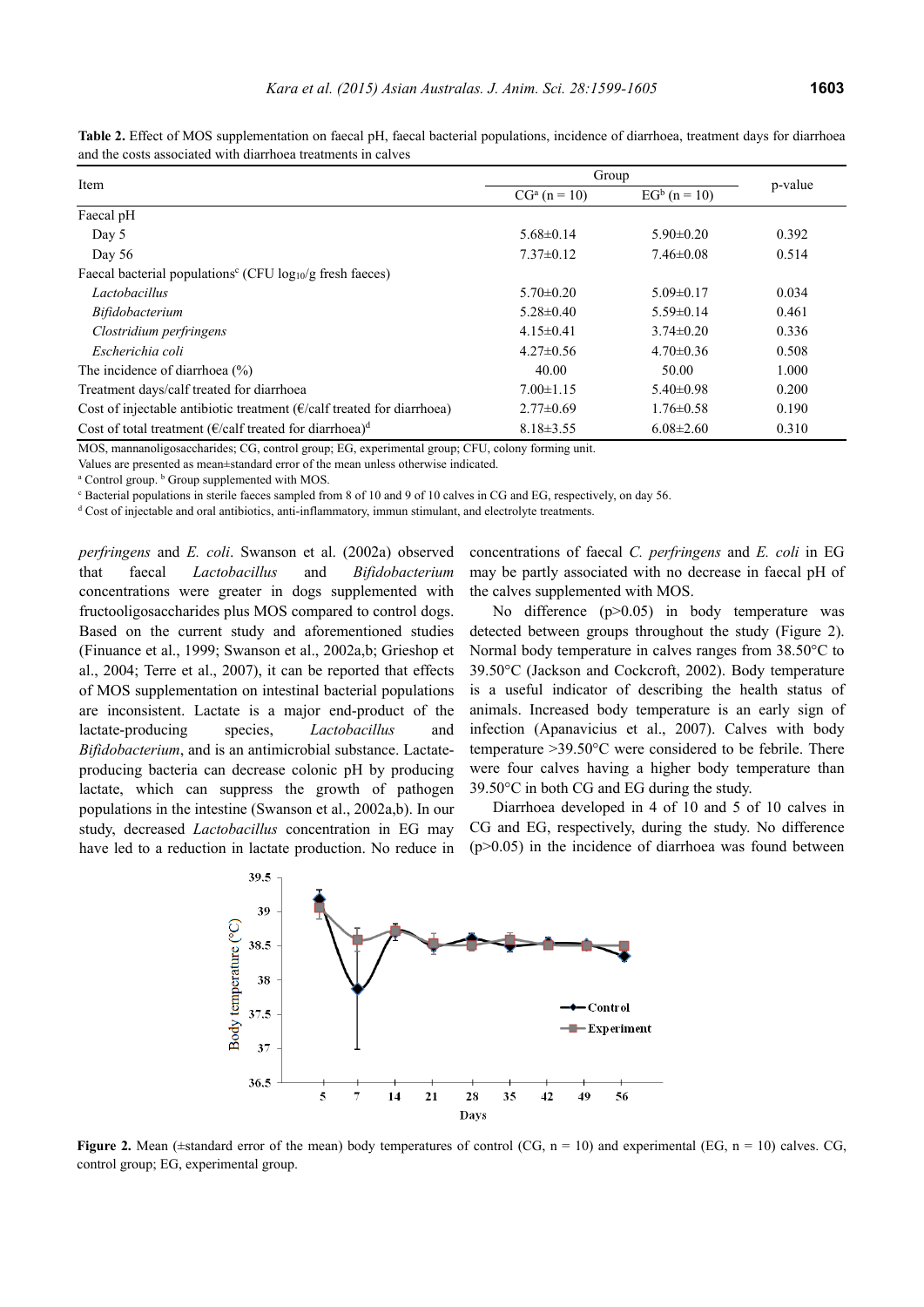**Table 2.** Effect of MOS supplementation on faecal pH, faecal bacterial populations, incidence of diarrhoea, treatment days for diarrhoea and the costs associated with diarrhoea treatments in calves

| Item | Group | | p-value |
|---|---|---|---|
| | CG[a] (n = 10) | EG[b] (n = 10) | |
| Faecal pH | | | |
| Day 5 | 5.68±0.14 | 5.90±0.20 | 0.392 |
| Day 56 | 7.37±0.12 | 7.46±0.08 | 0.514 |
| Faecal bacterial populations[c] (CFU $\log_{10}$/g fresh faeces) | | | |
| *Lactobacillus* | 5.70±0.20 | 5.09±0.17 | 0.034 |
| *Bifidobacterium* | 5.28±0.40 | 5.59±0.14 | 0.461 |
| *Clostridium perfringens* | 4.15±0.41 | 3.74±0.20 | 0.336 |
| *Escherichia coli* | 4.27±0.56 | 4.70±0.36 | 0.508 |
| The incidence of diarrhoea (%) | 40.00 | 50.00 | 1.000 |
| Treatment days/calf treated for diarrhoea | 7.00±1.15 | 5.40±0.98 | 0.200 |
| Cost of injectable antibiotic treatment (€/calf treated for diarrhoea) | 2.77±0.69 | 1.76±0.58 | 0.190 |
| Cost of total treatment (€/calf treated for diarrhoea)[d] | 8.18±3.55 | 6.08±2.60 | 0.310 |

MOS, mannanoligosaccharides; CG, control group; EG, experimental group; CFU, colony forming unit.

Values are presented as mean±standard error of the mean unless otherwise indicated.

[a] Control group. [b] Group supplemented with MOS.

[c] Bacterial populations in sterile faeces sampled from 8 of 10 and 9 of 10 calves in CG and EG, respectively, on day 56.

[d] Cost of injectable and oral antibiotics, anti-inflammatory, immun stimulant, and electrolyte treatments.

*perfringens* and *E. coli*. Swanson et al. (2002a) observed that faecal *Lactobacillus* and *Bifidobacterium* concentrations were greater in dogs supplemented with fructooligosaccharides plus MOS compared to control dogs. Based on the current study and aforementioned studies (Finuance et al., 1999; Swanson et al., 2002a,b; Grieshop et al., 2004; Terre et al., 2007), it can be reported that effects of MOS supplementation on intestinal bacterial populations are inconsistent. Lactate is a major end-product of the lactate-producing species, *Lactobacillus* and *Bifidobacterium*, and is an antimicrobial substance. Lactate-producing bacteria can decrease colonic pH by producing lactate, which can suppress the growth of pathogen populations in the intestine (Swanson et al., 2002a,b). In our study, decreased *Lactobacillus* concentration in EG may have led to a reduction in lactate production. No reduce in concentrations of faecal *C. perfringens* and *E. coli* in EG may be partly associated with no decrease in faecal pH of the calves supplemented with MOS.

No difference ($p>0.05$) in body temperature was detected between groups throughout the study (Figure 2). Normal body temperature in calves ranges from 38.50°C to 39.50°C (Jackson and Cockcroft, 2002). Body temperature is a useful indicator of describing the health status of animals. Increased body temperature is an early sign of infection (Apanavicius et al., 2007). Calves with body temperature >39.50°C were considered to be febrile. There were four calves having a higher body temperature than 39.50°C in both CG and EG during the study.

Diarrhoea developed in 4 of 10 and 5 of 10 calves in CG and EG, respectively, during the study. No difference ($p>0.05$) in the incidence of diarrhoea was found between

Body temperature (°C)
39.5
39
38.5
38
37.5
37
36.5
5 7 14 21 28 35 42 49 56
Days
Control
Experiment

**Figure 2.** Mean (±standard error of the mean) body temperatures of control (CG, n = 10) and experimental (EG, n = 10) calves. CG, control group; EG, experimental group.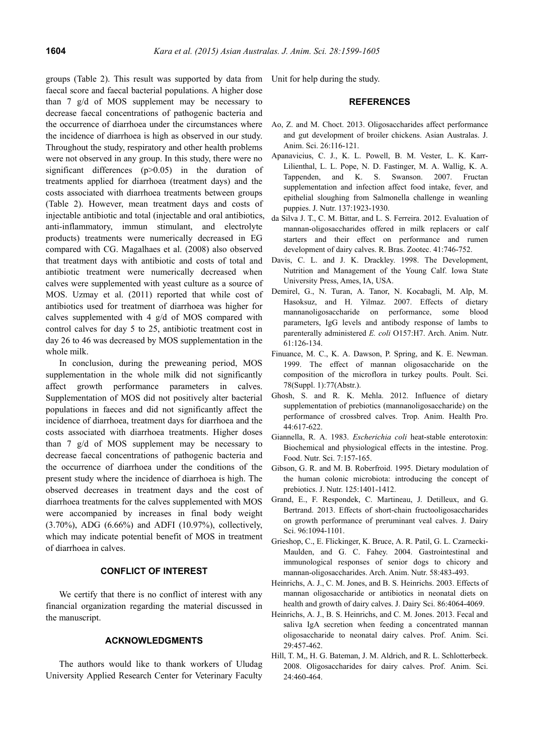groups (Table 2). This result was supported by data from faecal score and faecal bacterial populations. A higher dose than 7 g/d of MOS supplement may be necessary to decrease faecal concentrations of pathogenic bacteria and the occurrence of diarrhoea under the circumstances where the incidence of diarrhoea is high as observed in our study. Throughout the study, respiratory and other health problems were not observed in any group. In this study, there were no significant differences ($p>0.05$) in the duration of treatments applied for diarrhoea (treatment days) and the costs associated with diarrhoea treatments between groups (Table 2). However, mean treatment days and costs of injectable antibiotic and total (injectable and oral antibiotics, anti-inflammatory, immun stimulant, and electrolyte products) treatments were numerically decreased in EG compared with CG. Magalhaes et al. (2008) also observed that treatment days with antibiotic and costs of total and antibiotic treatment were numerically decreased when calves were supplemented with yeast culture as a source of MOS. Uzmay et al. (2011) reported that while cost of antibiotics used for treatment of diarrhoea was higher for calves supplemented with 4 g/d of MOS compared with control calves for day 5 to 25, antibiotic treatment cost in day 26 to 46 was decreased by MOS supplementation in the whole milk.

In conclusion, during the preweaning period, MOS supplementation in the whole milk did not significantly affect growth performance parameters in calves. Supplementation of MOS did not positively alter bacterial populations in faeces and did not significantly affect the incidence of diarrhoea, treatment days for diarrhoea and the costs associated with diarrhoea treatments. Higher doses than 7 g/d of MOS supplement may be necessary to decrease faecal concentrations of pathogenic bacteria and the occurrence of diarrhoea under the conditions of the present study where the incidence of diarrhoea is high. The observed decreases in treatment days and the cost of diarrhoea treatments for the calves supplemented with MOS were accompanied by increases in final body weight (3.70%), ADG (6.66%) and ADFI (10.97%), collectively, which may indicate potential benefit of MOS in treatment of diarrhoea in calves.

## CONFLICT OF INTEREST

We certify that there is no conflict of interest with any financial organization regarding the material discussed in the manuscript.

## ACKNOWLEDGMENTS

The authors would like to thank workers of Uludag University Applied Research Center for Veterinary Faculty Unit for help during the study.

## REFERENCES

Ao, Z. and M. Choct. 2013. Oligosaccharides affect performance and gut development of broiler chickens. Asian Australas. J. Anim. Sci. 26:116-121.

Apanavicius, C. J., K. L. Powell, B. M. Vester, L. K. Karr-Lilienthal, L. L. Pope, N. D. Fastinger, M. A. Wallig, K. A. Tappenden, and K. S. Swanson. 2007. Fructan supplementation and infection affect food intake, fever, and epithelial sloughing from Salmonella challenge in weanling puppies. J. Nutr. 137:1923-1930.

da Silva J. T., C. M. Bittar, and L. S. Ferreira. 2012. Evaluation of mannan-oligosaccharides offered in milk replacers or calf starters and their effect on performance and rumen development of dairy calves. R. Bras. Zootec. 41:746-752.

Davis, C. L. and J. K. Drackley. 1998. The Development, Nutrition and Management of the Young Calf. Iowa State University Press, Ames, IA, USA.

Demirel, G., N. Turan, A. Tanor, N. Kocabagli, M. Alp, M. Hasoksuz, and H. Yilmaz. 2007. Effects of dietary mannanoligosaccharide on performance, some blood parameters, IgG levels and antibody response of lambs to parenterally administered *E. coli* O157:H7. Arch. Anim. Nutr. 61:126-134.

Finuance, M. C., K. A. Dawson, P. Spring, and K. E. Newman. 1999. The effect of mannan oligosaccharide on the composition of the microflora in turkey poults. Poult. Sci. 78(Suppl. 1):77(Abstr.).

Ghosh, S. and R. K. Mehla. 2012. Influence of dietary supplementation of prebiotics (mannanoligosaccharide) on the performance of crossbred calves. Trop. Anim. Health Pro. 44:617-622.

Giannella, R. A. 1983. *Escherichia coli* heat-stable enterotoxin: Biochemical and physiological effects in the intestine. Prog. Food. Nutr. Sci. 7:157-165.

Gibson, G. R. and M. B. Roberfroid. 1995. Dietary modulation of the human colonic microbiota: introducing the concept of prebiotics. J. Nutr. 125:1401-1412.

Grand, E., F. Respondek, C. Martineau, J. Detilleux, and G. Bertrand. 2013. Effects of short-chain fructooligosaccharides on growth performance of preruminant veal calves. J. Dairy Sci. 96:1094-1101.

Grieshop, C., E. Flickinger, K. Bruce, A. R. Patil, G. L. Czarnecki-Maulden, and G. C. Fahey. 2004. Gastrointestinal and immunological responses of senior dogs to chicory and mannan-oligosaccharides. Arch. Anim. Nutr. 58:483-493.

Heinrichs, A. J., C. M. Jones, and B. S. Heinrichs. 2003. Effects of mannan oligosaccharide or antibiotics in neonatal diets on health and growth of dairy calves. J. Dairy Sci. 86:4064-4069.

Heinrichs, A. J., B. S. Heinrichs, and C. M. Jones. 2013. Fecal and saliva IgA secretion when feeding a concentrated mannan oligosaccharide to neonatal dairy calves. Prof. Anim. Sci. 29:457-462.

Hill, T. M,, H. G. Bateman, J. M. Aldrich, and R. L. Schlotterbeck. 2008. Oligosaccharides for dairy calves. Prof. Anim. Sci. 24:460-464.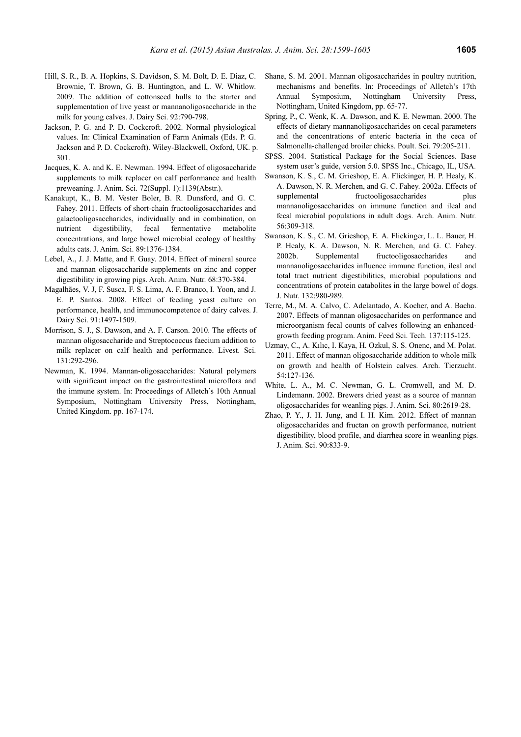Hill, S. R., B. A. Hopkins, S. Davidson, S. M. Bolt, D. E. Diaz, C. Brownie, T. Brown, G. B. Huntington, and L. W. Whitlow. 2009. The addition of cottonseed hulls to the starter and supplementation of live yeast or mannanoligosaccharide in the milk for young calves. J. Dairy Sci. 92:790-798.

Jackson, P. G. and P. D. Cockcroft. 2002. Normal physiological values. In: Clinical Examination of Farm Animals (Eds. P. G. Jackson and P. D. Cockcroft). Wiley-Blackwell, Oxford, UK. p. 301.

Jacques, K. A. and K. E. Newman. 1994. Effect of oligosaccharide supplements to milk replacer on calf performance and health preweaning. J. Anim. Sci. 72(Suppl. 1):1139(Abstr.).

Kanakupt, K., B. M. Vester Boler, B. R. Dunsford, and G. C. Fahey. 2011. Effects of short-chain fructooligosaccharides and galactooligosaccharides, individually and in combination, on nutrient digestibility, fecal fermentative metabolite concentrations, and large bowel microbial ecology of healthy adults cats. J. Anim. Sci. 89:1376-1384.

Lebel, A., J. J. Matte, and F. Guay. 2014. Effect of mineral source and mannan oligosaccharide supplements on zinc and copper digestibility in growing pigs. Arch. Anim. Nutr. 68:370-384.

Magalhães, V. J, F. Susca, F. S. Lima, A. F. Branco, I. Yoon, and J. E. P. Santos. 2008. Effect of feeding yeast culture on performance, health, and immunocompetence of dairy calves. J. Dairy Sci. 91:1497-1509.

Morrison, S. J., S. Dawson, and A. F. Carson. 2010. The effects of mannan oligosaccharide and Streptococcus faecium addition to milk replacer on calf health and performance. Livest. Sci. 131:292-296.

Newman, K. 1994. Mannan-oligosaccharides: Natural polymers with significant impact on the gastrointestinal microflora and the immune system. In: Proceedings of Alletch's 10th Annual Symposium, Nottingham University Press, Nottingham, United Kingdom. pp. 167-174.

Shane, S. M. 2001. Mannan oligosaccharides in poultry nutrition, mechanisms and benefits. In: Proceedings of Alletch's 17th Annual Symposium, Nottingham University Press, Nottingham, United Kingdom, pp. 65-77.

Spring, P., C. Wenk, K. A. Dawson, and K. E. Newman. 2000. The effects of dietary mannanoligosaccharides on cecal parameters and the concentrations of enteric bacteria in the ceca of Salmonella-challenged broiler chicks. Poult. Sci. 79:205-211.

SPSS. 2004. Statistical Package for the Social Sciences. Base system user's guide, version 5.0. SPSS Inc., Chicago, IL, USA.

Swanson, K. S., C. M. Grieshop, E. A. Flickinger, H. P. Healy, K. A. Dawson, N. R. Merchen, and G. C. Fahey. 2002a. Effects of supplemental fructooligosaccharides plus mannanoligosaccharides on immune function and ileal and fecal microbial populations in adult dogs. Arch. Anim. Nutr. 56:309-318.

Swanson, K. S., C. M. Grieshop, E. A. Flickinger, L. L. Bauer, H. P. Healy, K. A. Dawson, N. R. Merchen, and G. C. Fahey. 2002b. Supplemental fructooligosaccharides and mannanoligosaccharides influence immune function, ileal and total tract nutrient digestibilities, microbial populations and concentrations of protein catabolites in the large bowel of dogs. J. Nutr. 132:980-989.

Terre, M., M. A. Calvo, C. Adelantado, A. Kocher, and A. Bacha. 2007. Effects of mannan oligosaccharides on performance and microorganism fecal counts of calves following an enhanced-growth feeding program. Anim. Feed Sci. Tech. 137:115-125.

Uzmay, C., A. Kılıc, I. Kaya, H. Ozkul, S. S. Onenc, and M. Polat. 2011. Effect of mannan oligosaccharide addition to whole milk on growth and health of Holstein calves. Arch. Tierzucht. 54:127-136.

White, L. A., M. C. Newman, G. L. Cromwell, and M. D. Lindemann. 2002. Brewers dried yeast as a source of mannan oligosaccharides for weanling pigs. J. Anim. Sci. 80:2619-28.

Zhao, P. Y., J. H. Jung, and I. H. Kim. 2012. Effect of mannan oligosaccharides and fructan on growth performance, nutrient digestibility, blood profile, and diarrhea score in weanling pigs. J. Anim. Sci. 90:833-9.